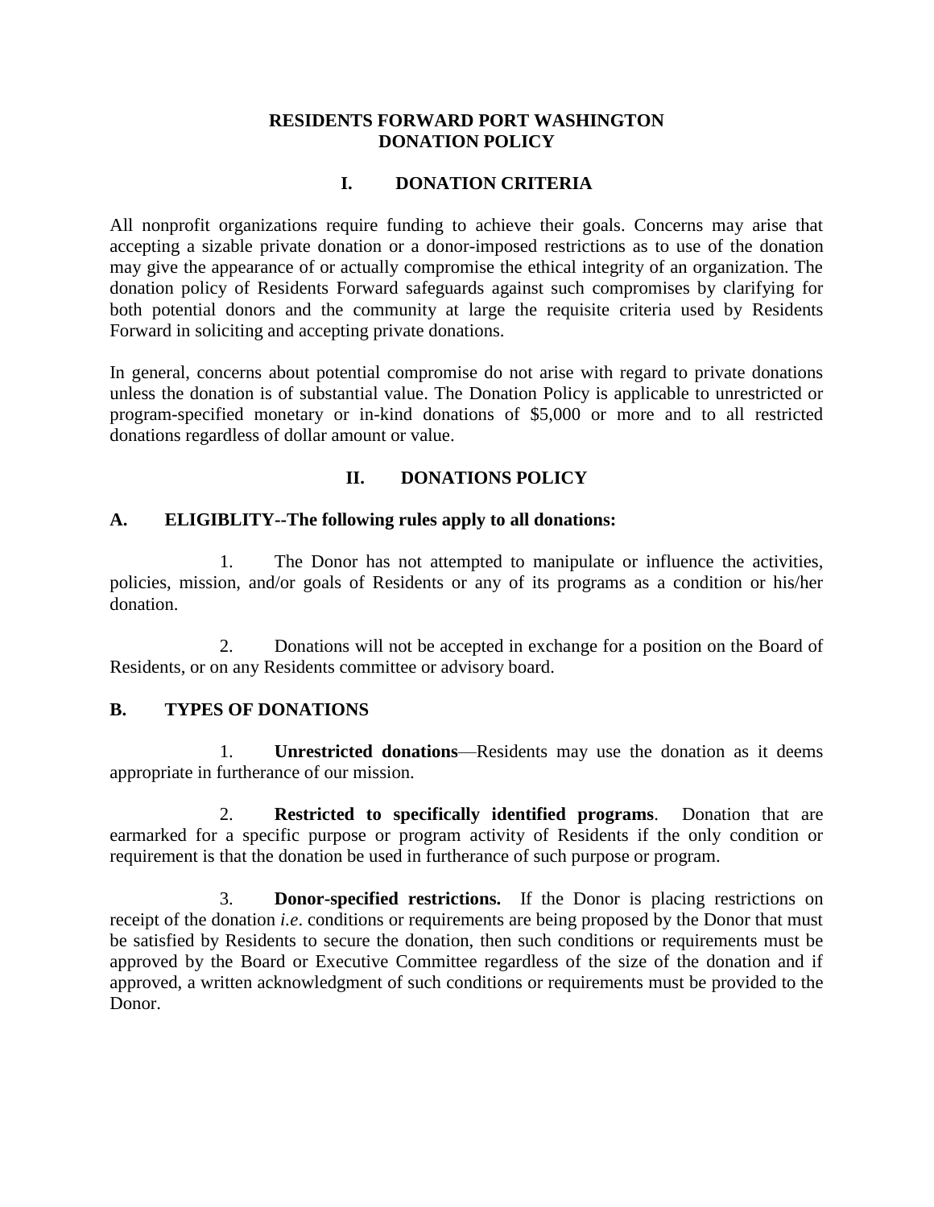# RESIDENTS FORWARD PORT WASHINGTON
# DONATION POLICY

## I. DONATION CRITERIA

All nonprofit organizations require funding to achieve their goals. Concerns may arise that accepting a sizable private donation or a donor-imposed restrictions as to use of the donation may give the appearance of or actually compromise the ethical integrity of an organization. The donation policy of Residents Forward safeguards against such compromises by clarifying for both potential donors and the community at large the requisite criteria used by Residents Forward in soliciting and accepting private donations.

In general, concerns about potential compromise do not arise with regard to private donations unless the donation is of substantial value. The Donation Policy is applicable to unrestricted or program-specified monetary or in-kind donations of $5,000 or more and to all restricted donations regardless of dollar amount or value.

## II. DONATIONS POLICY

### A. ELIGIBLITY--The following rules apply to all donations:

1. The Donor has not attempted to manipulate or influence the activities, policies, mission, and/or goals of Residents or any of its programs as a condition or his/her donation.

2. Donations will not be accepted in exchange for a position on the Board of Residents, or on any Residents committee or advisory board.

### B. TYPES OF DONATIONS

1. **Unrestricted donations**—Residents may use the donation as it deems appropriate in furtherance of our mission.

2. **Restricted to specifically identified programs**. Donation that are earmarked for a specific purpose or program activity of Residents if the only condition or requirement is that the donation be used in furtherance of such purpose or program.

3. **Donor-specified restrictions.** If the Donor is placing restrictions on receipt of the donation *i.e*. conditions or requirements are being proposed by the Donor that must be satisfied by Residents to secure the donation, then such conditions or requirements must be approved by the Board or Executive Committee regardless of the size of the donation and if approved, a written acknowledgment of such conditions or requirements must be provided to the Donor.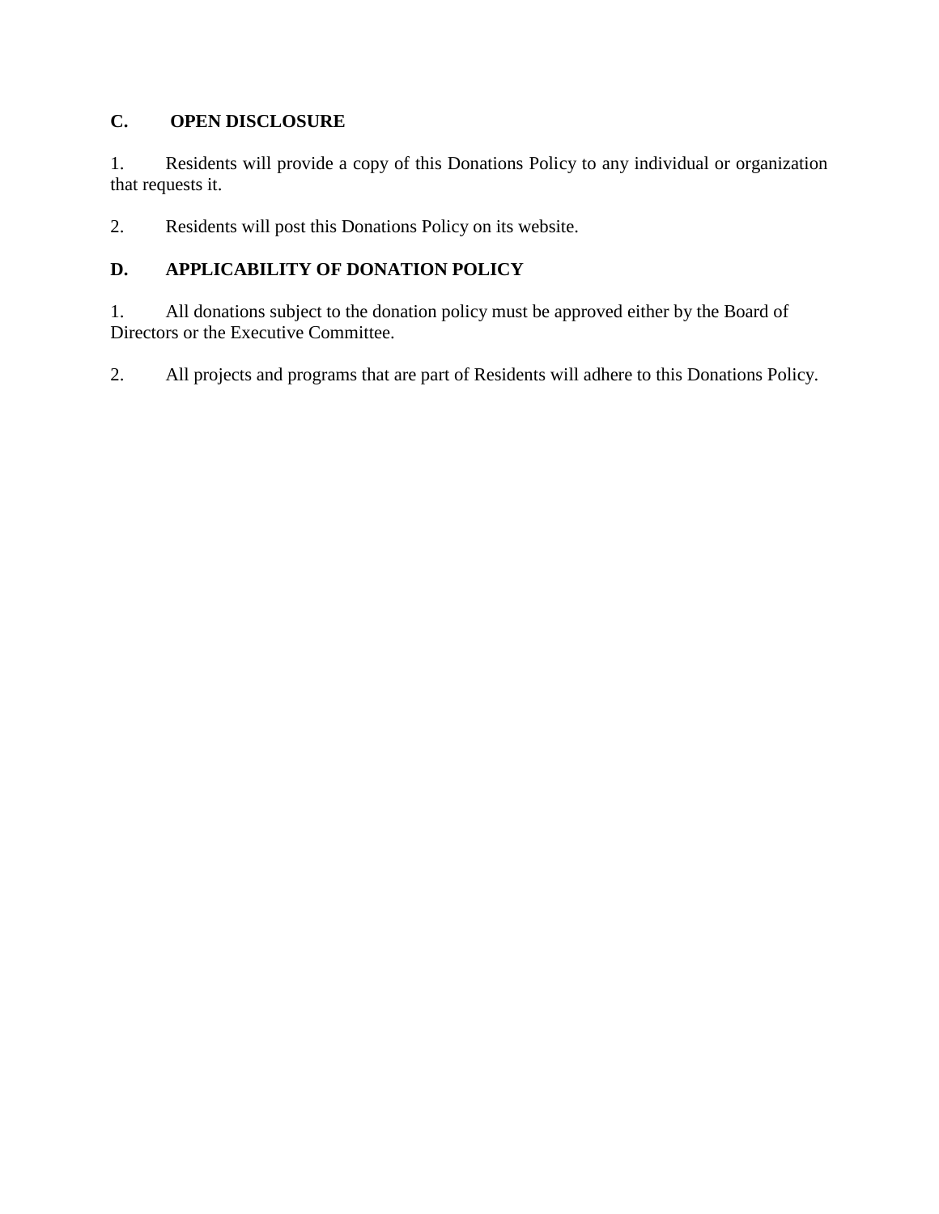## C. OPEN DISCLOSURE

1. Residents will provide a copy of this Donations Policy to any individual or organization that requests it.

2. Residents will post this Donations Policy on its website.

## D. APPLICABILITY OF DONATION POLICY

1. All donations subject to the donation policy must be approved either by the Board of Directors or the Executive Committee.

2. All projects and programs that are part of Residents will adhere to this Donations Policy.